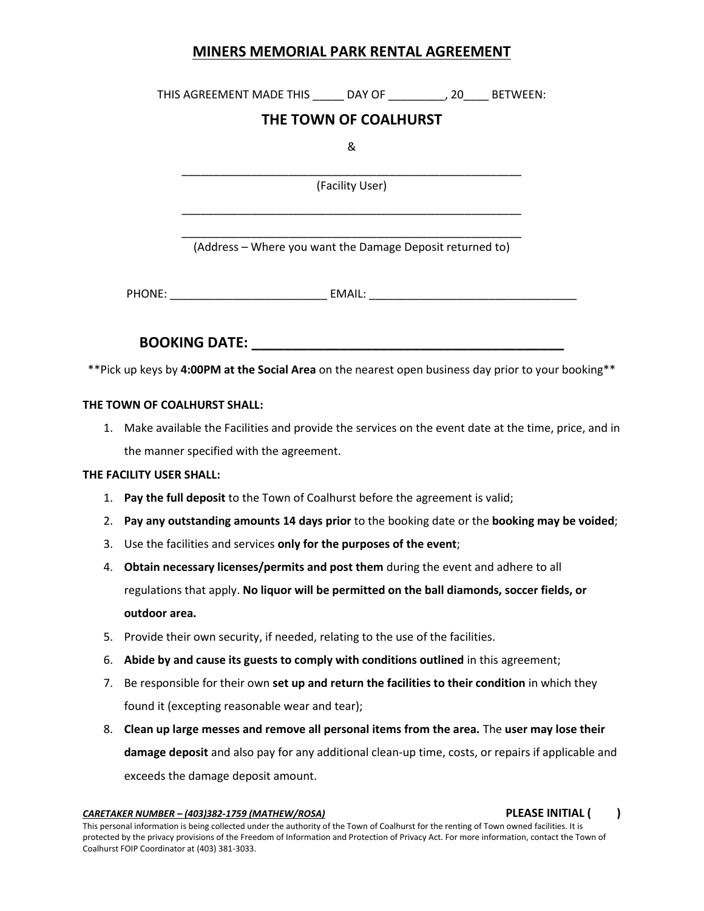# MINERS MEMORIAL PARK RENTAL AGREEMENT

THIS AGREEMENT MADE THIS _____ DAY OF _________, 20____ BETWEEN:

## THE TOWN OF COALHURST

&

_______________________________________________________
(Facility User)

_______________________________________________________

_______________________________________________________
(Address – Where you want the Damage Deposit returned to)

PHONE: _________________________ EMAIL: _________________________________

## BOOKING DATE: ________________________________________

**Pick up keys by **4:00PM at the Social Area** on the nearest open business day prior to your booking**

**THE TOWN OF COALHURST SHALL:**

1. Make available the Facilities and provide the services on the event date at the time, price, and in the manner specified with the agreement.

**THE FACILITY USER SHALL:**

1. **Pay the full deposit** to the Town of Coalhurst before the agreement is valid;
2. **Pay any outstanding amounts 14 days prior** to the booking date or the **booking may be voided**;
3. Use the facilities and services **only for the purposes of the event**;
4. **Obtain necessary licenses/permits and post them** during the event and adhere to all regulations that apply. **No liquor will be permitted on the ball diamonds, soccer fields, or outdoor area.**
5. Provide their own security, if needed, relating to the use of the facilities.
6. **Abide by and cause its guests to comply with conditions outlined** in this agreement;
7. Be responsible for their own **set up and return the facilities to their condition** in which they found it (excepting reasonable wear and tear);
8. **Clean up large messes and remove all personal items from the area.** The **user may lose their damage deposit** and also pay for any additional clean-up time, costs, or repairs if applicable and exceeds the damage deposit amount.

***CARETAKER NUMBER – (403)382-1759 (MATHEW/ROSA)*** **PLEASE INITIAL (        )**

This personal information is being collected under the authority of the Town of Coalhurst for the renting of Town owned facilities. It is protected by the privacy provisions of the Freedom of Information and Protection of Privacy Act. For more information, contact the Town of Coalhurst FOIP Coordinator at (403) 381-3033.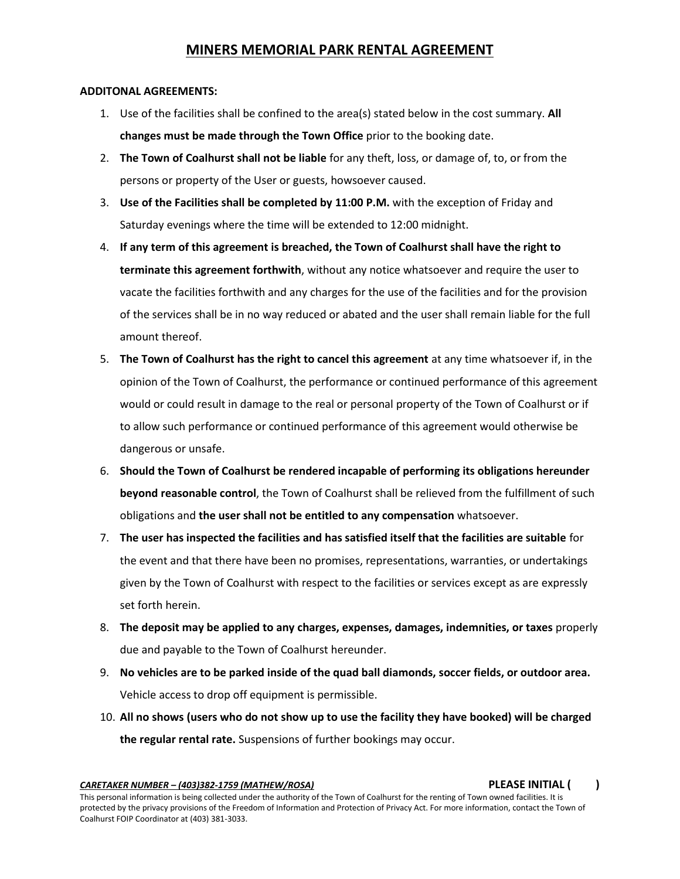# MINERS MEMORIAL PARK RENTAL AGREEMENT

**ADDITONAL AGREEMENTS:**

1. Use of the facilities shall be confined to the area(s) stated below in the cost summary. **All changes must be made through the Town Office** prior to the booking date.
2. **The Town of Coalhurst shall not be liable** for any theft, loss, or damage of, to, or from the persons or property of the User or guests, howsoever caused.
3. **Use of the Facilities shall be completed by 11:00 P.M.** with the exception of Friday and Saturday evenings where the time will be extended to 12:00 midnight.
4. **If any term of this agreement is breached, the Town of Coalhurst shall have the right to terminate this agreement forthwith**, without any notice whatsoever and require the user to vacate the facilities forthwith and any charges for the use of the facilities and for the provision of the services shall be in no way reduced or abated and the user shall remain liable for the full amount thereof.
5. **The Town of Coalhurst has the right to cancel this agreement** at any time whatsoever if, in the opinion of the Town of Coalhurst, the performance or continued performance of this agreement would or could result in damage to the real or personal property of the Town of Coalhurst or if to allow such performance or continued performance of this agreement would otherwise be dangerous or unsafe.
6. **Should the Town of Coalhurst be rendered incapable of performing its obligations hereunder beyond reasonable control**, the Town of Coalhurst shall be relieved from the fulfillment of such obligations and **the user shall not be entitled to any compensation** whatsoever.
7. **The user has inspected the facilities and has satisfied itself that the facilities are suitable** for the event and that there have been no promises, representations, warranties, or undertakings given by the Town of Coalhurst with respect to the facilities or services except as are expressly set forth herein.
8. **The deposit may be applied to any charges, expenses, damages, indemnities, or taxes** properly due and payable to the Town of Coalhurst hereunder.
9. **No vehicles are to be parked inside of the quad ball diamonds, soccer fields, or outdoor area.** Vehicle access to drop off equipment is permissible.
10. **All no shows (users who do not show up to use the facility they have booked) will be charged the regular rental rate.** Suspensions of further bookings may occur.

***CARETAKER NUMBER – (403)382-1759 (MATHEW/ROSA)*** **PLEASE INITIAL (    )**

This personal information is being collected under the authority of the Town of Coalhurst for the renting of Town owned facilities. It is protected by the privacy provisions of the Freedom of Information and Protection of Privacy Act. For more information, contact the Town of Coalhurst FOIP Coordinator at (403) 381-3033.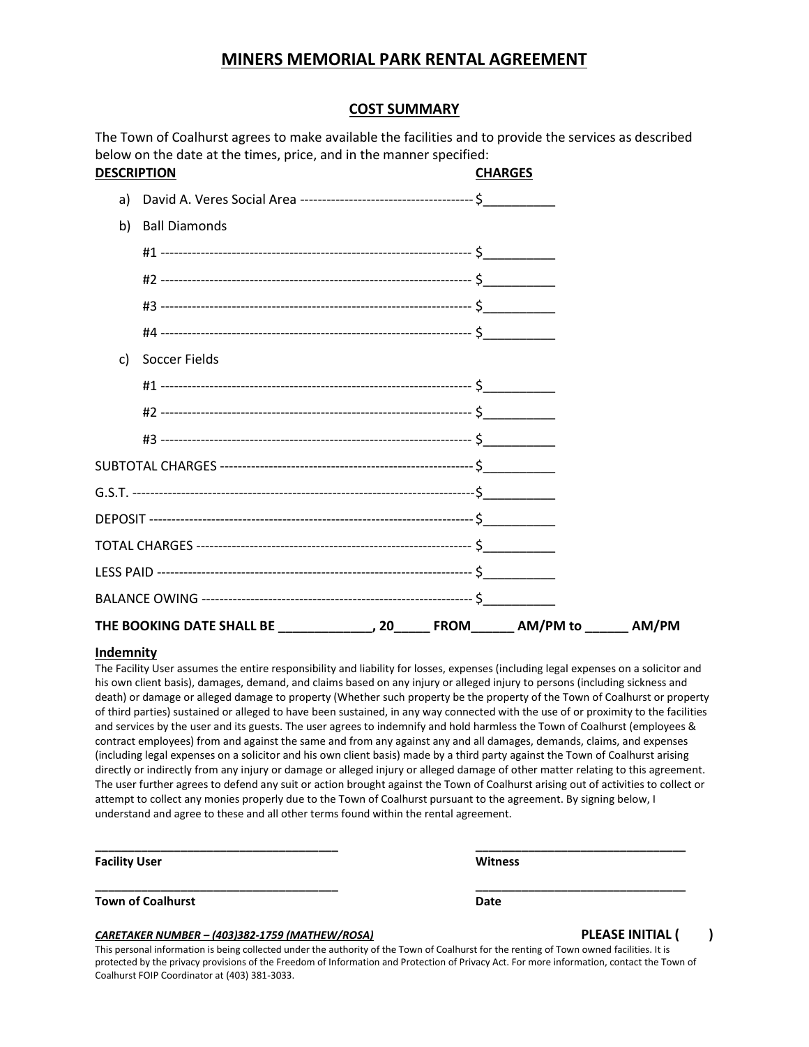# MINERS MEMORIAL PARK RENTAL AGREEMENT

## COST SUMMARY

The Town of Coalhurst agrees to make available the facilities and to provide the services as described below on the date at the times, price, and in the manner specified:

| DESCRIPTION | CHARGES |
|---|---|
| a) David A. Veres Social Area | $__________ |
| b) Ball Diamonds | |
| #1 | $__________ |
| #2 | $__________ |
| #3 | $__________ |
| #4 | $__________ |
| c) Soccer Fields | |
| #1 | $__________ |
| #2 | $__________ |
| #3 | $__________ |
| SUBTOTAL CHARGES | $__________ |
| G.S.T. | $__________ |
| DEPOSIT | $__________ |
| TOTAL CHARGES | $__________ |
| LESS PAID | $__________ |
| BALANCE OWING | $__________ |

**THE BOOKING DATE SHALL BE _____________, 20_____ FROM______ AM/PM to ______ AM/PM**

**Indemnity**

The Facility User assumes the entire responsibility and liability for losses, expenses (including legal expenses on a solicitor and his own client basis), damages, demand, and claims based on any injury or alleged injury to persons (including sickness and death) or damage or alleged damage to property (Whether such property be the property of the Town of Coalhurst or property of third parties) sustained or alleged to have been sustained, in any way connected with the use of or proximity to the facilities and services by the user and its guests. The user agrees to indemnify and hold harmless the Town of Coalhurst (employees & contract employees) from and against the same and from any against any and all damages, demands, claims, and expenses (including legal expenses on a solicitor and his own client basis) made by a third party against the Town of Coalhurst arising directly or indirectly from any injury or damage or alleged injury or alleged damage of other matter relating to this agreement. The user further agrees to defend any suit or action brought against the Town of Coalhurst arising out of activities to collect or attempt to collect any monies properly due to the Town of Coalhurst pursuant to the agreement. By signing below, I understand and agree to these and all other terms found within the rental agreement.

| | |
|---|---|
| ____________________________________ | ________________________________ |
| **Facility User** | **Witness** |
| ____________________________________ | ________________________________ |
| **Town of Coalhurst** | **Date** |

***CARETAKER NUMBER – (403)382-1759 (MATHEW/ROSA)*** **PLEASE INITIAL (        )**

This personal information is being collected under the authority of the Town of Coalhurst for the renting of Town owned facilities. It is protected by the privacy provisions of the Freedom of Information and Protection of Privacy Act. For more information, contact the Town of Coalhurst FOIP Coordinator at (403) 381-3033.